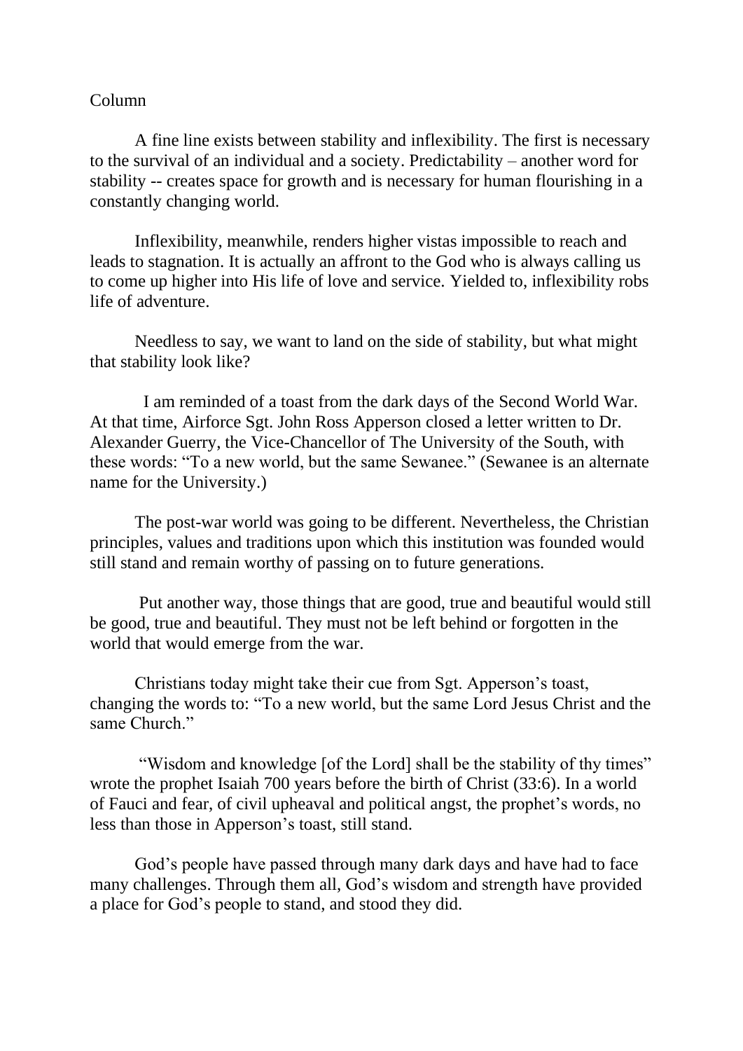Column

A fine line exists between stability and inflexibility. The first is necessary to the survival of an individual and a society. Predictability – another word for stability -- creates space for growth and is necessary for human flourishing in a constantly changing world.

Inflexibility, meanwhile, renders higher vistas impossible to reach and leads to stagnation. It is actually an affront to the God who is always calling us to come up higher into His life of love and service. Yielded to, inflexibility robs life of adventure.

Needless to say, we want to land on the side of stability, but what might that stability look like?

I am reminded of a toast from the dark days of the Second World War. At that time, Airforce Sgt. John Ross Apperson closed a letter written to Dr. Alexander Guerry, the Vice-Chancellor of The University of the South, with these words: "To a new world, but the same Sewanee." (Sewanee is an alternate name for the University.)

The post-war world was going to be different. Nevertheless, the Christian principles, values and traditions upon which this institution was founded would still stand and remain worthy of passing on to future generations.

Put another way, those things that are good, true and beautiful would still be good, true and beautiful. They must not be left behind or forgotten in the world that would emerge from the war.

Christians today might take their cue from Sgt. Apperson's toast, changing the words to: "To a new world, but the same Lord Jesus Christ and the same Church."

"Wisdom and knowledge [of the Lord] shall be the stability of thy times" wrote the prophet Isaiah 700 years before the birth of Christ (33:6). In a world of Fauci and fear, of civil upheaval and political angst, the prophet's words, no less than those in Apperson's toast, still stand.

God's people have passed through many dark days and have had to face many challenges. Through them all, God's wisdom and strength have provided a place for God's people to stand, and stood they did.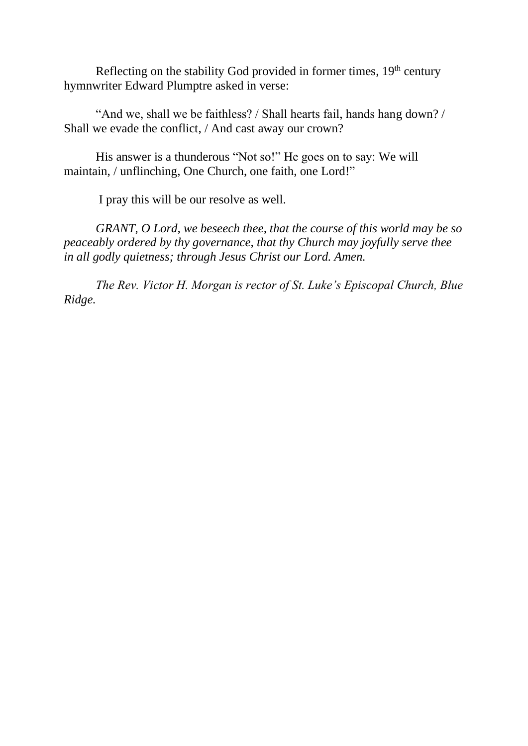Reflecting on the stability God provided in former times, 19th century hymnwriter Edward Plumptre asked in verse:

"And we, shall we be faithless? / Shall hearts fail, hands hang down? / Shall we evade the conflict, / And cast away our crown?

His answer is a thunderous "Not so!" He goes on to say: We will maintain, / unflinching, One Church, one faith, one Lord!"

I pray this will be our resolve as well.

*GRANT, O Lord, we beseech thee, that the course of this world may be so peaceably ordered by thy governance, that thy Church may joyfully serve thee in all godly quietness; through Jesus Christ our Lord. Amen.*

*The Rev. Victor H. Morgan is rector of St. Luke's Episcopal Church, Blue Ridge.*